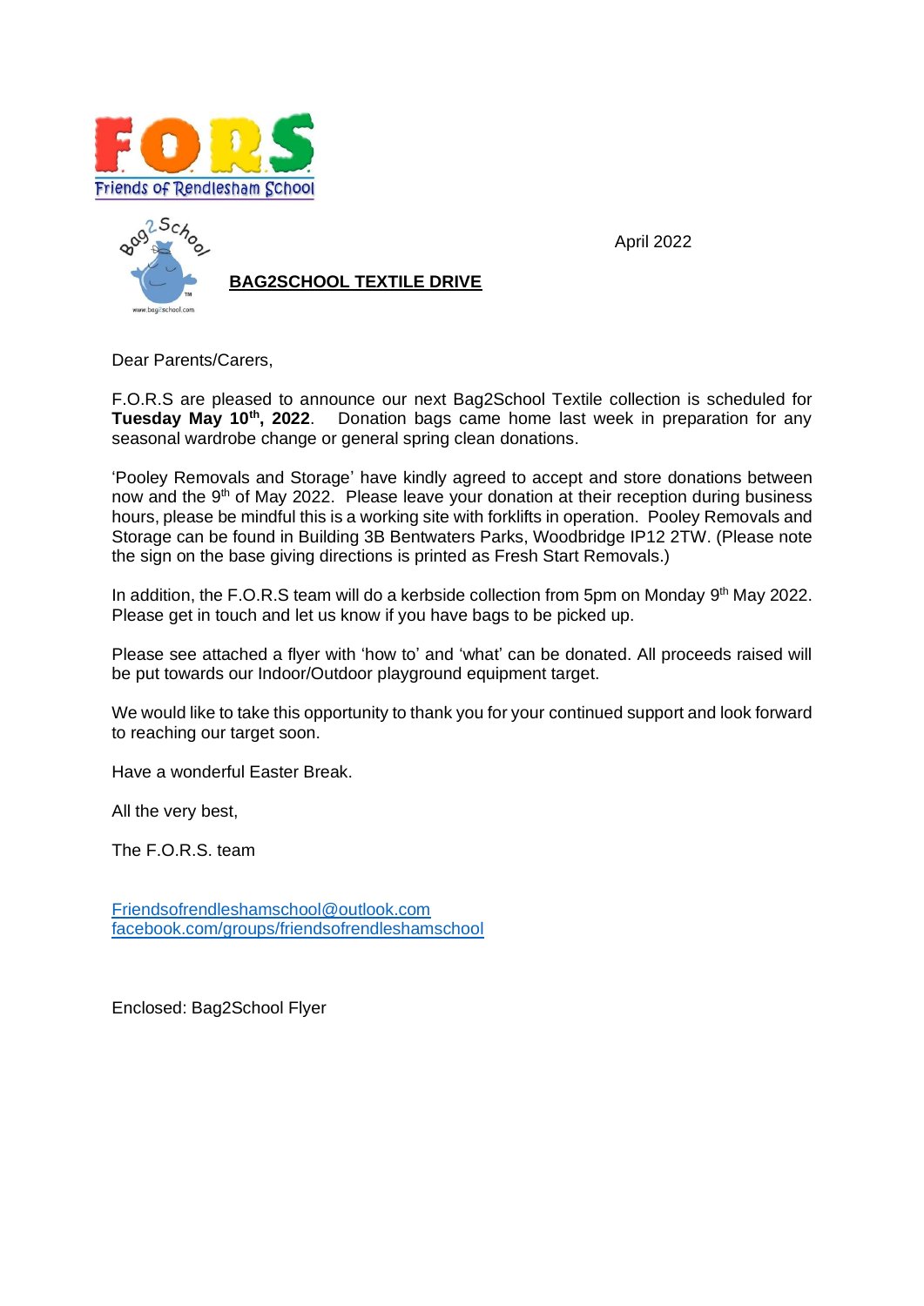April 2022

**BAG2SCHOOL TEXTILE DRIVE**

Dear Parents/Carers,

F.O.R.S are pleased to announce our next Bag2School Textile collection is scheduled for **Tuesday May 10th, 2022**. Donation bags came home last week in preparation for any seasonal wardrobe change or general spring clean donations.

'Pooley Removals and Storage' have kindly agreed to accept and store donations between now and the 9th of May 2022. Please leave your donation at their reception during business hours, please be mindful this is a working site with forklifts in operation. Pooley Removals and Storage can be found in Building 3B Bentwaters Parks, Woodbridge IP12 2TW. (Please note the sign on the base giving directions is printed as Fresh Start Removals.)

In addition, the F.O.R.S team will do a kerbside collection from 5pm on Monday 9th May 2022. Please get in touch and let us know if you have bags to be picked up.

Please see attached a flyer with 'how to' and 'what' can be donated. All proceeds raised will be put towards our Indoor/Outdoor playground equipment target.

We would like to take this opportunity to thank you for your continued support and look forward to reaching our target soon.

Have a wonderful Easter Break.

All the very best,

The F.O.R.S. team

Friendsofrendleshamschool@outlook.com
facebook.com/groups/friendsofrendleshamschool

Enclosed: Bag2School Flyer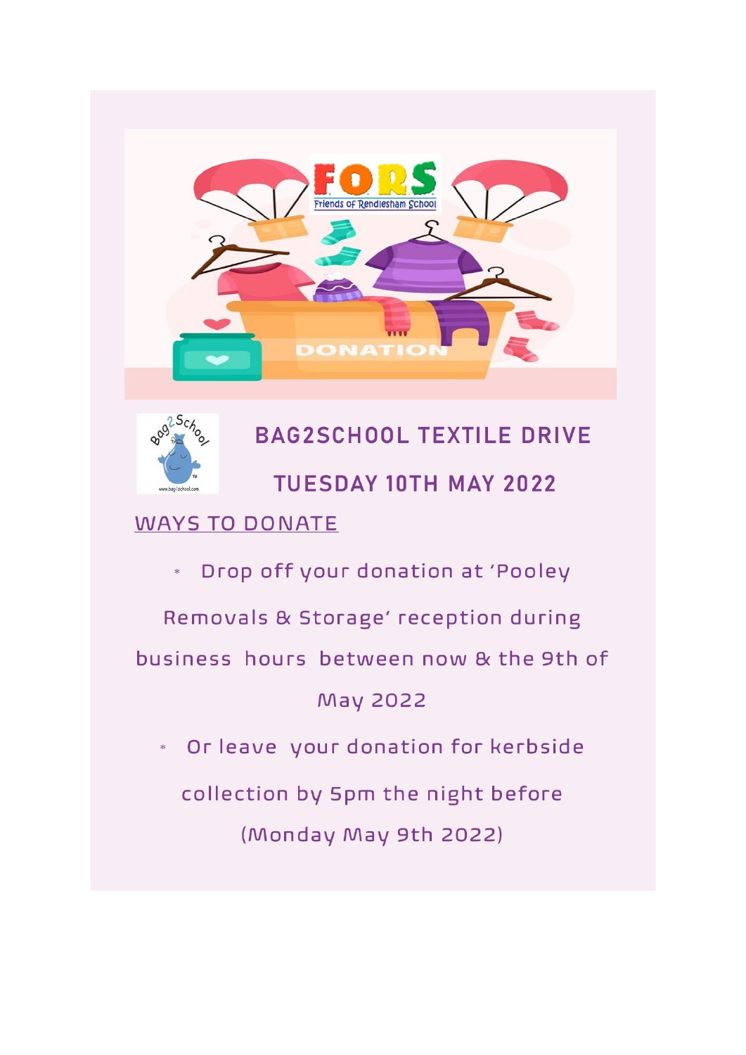## BAG2SCHOOL TEXTILE DRIVE

## TUESDAY 10TH MAY 2022

WAYS TO DONATE

- Drop off your donation at 'Pooley Removals & Storage' reception during business hours between now & the 9th of May 2022
- Or leave your donation for kerbside collection by 5pm the night before (Monday May 9th 2022)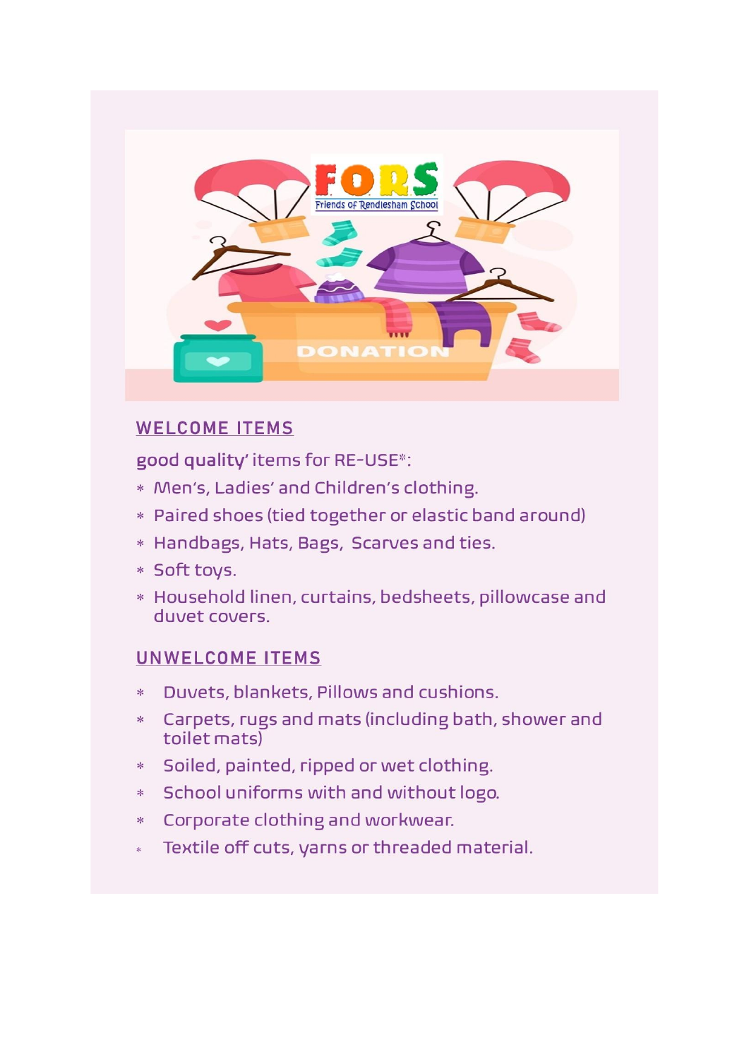## WELCOME ITEMS

**good quality'** items for RE-USE*:

* Men's, Ladies' and Children's clothing.
* Paired shoes (tied together or elastic band around)
* Handbags, Hats, Bags, Scarves and ties.
* Soft toys.
* Household linen, curtains, bedsheets, pillowcase and duvet covers.

## UNWELCOME ITEMS

* Duvets, blankets, Pillows and cushions.
* Carpets, rugs and mats (including bath, shower and toilet mats)
* Soiled, painted, ripped or wet clothing.
* School uniforms with and without logo.
* Corporate clothing and workwear.
* Textile off cuts, yarns or threaded material.